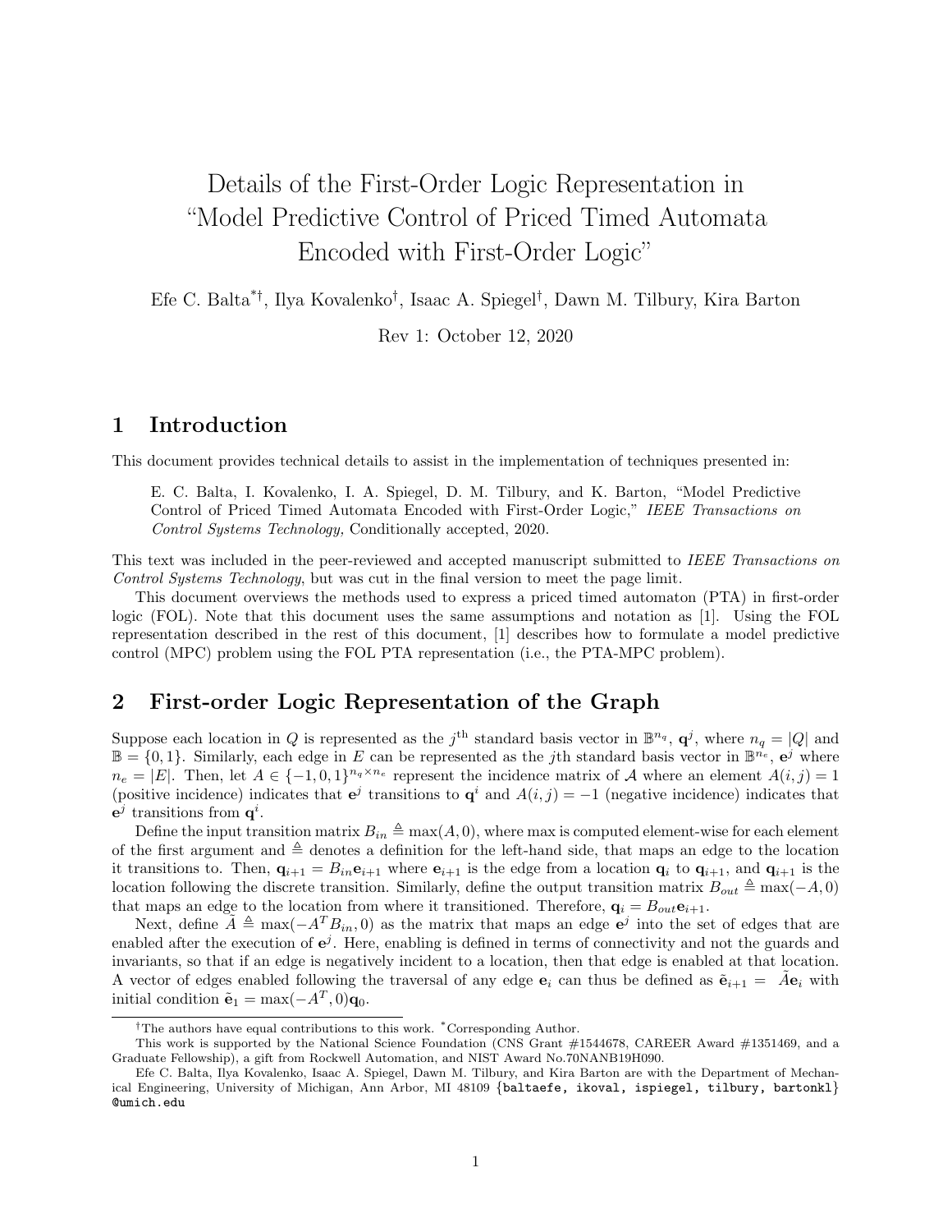# Details of the First-Order Logic Representation in "Model Predictive Control of Priced Timed Automata Encoded with First-Order Logic"

Efe C. Balta[*†], Ilya Kovalenko[†], Isaac A. Spiegel[†], Dawn M. Tilbury, Kira Barton

Rev 1: October 12, 2020

## 1 Introduction

This document provides technical details to assist in the implementation of techniques presented in:

> E. C. Balta, I. Kovalenko, I. A. Spiegel, D. M. Tilbury, and K. Barton, "Model Predictive Control of Priced Timed Automata Encoded with First-Order Logic," *IEEE Transactions on Control Systems Technology,* Conditionally accepted, 2020.

This text was included in the peer-reviewed and accepted manuscript submitted to *IEEE Transactions on Control Systems Technology*, but was cut in the final version to meet the page limit.

This document overviews the methods used to express a priced timed automaton (PTA) in first-order logic (FOL). Note that this document uses the same assumptions and notation as [1]. Using the FOL representation described in the rest of this document, [1] describes how to formulate a model predictive control (MPC) problem using the FOL PTA representation (i.e., the PTA-MPC problem).

## 2 First-order Logic Representation of the Graph

Suppose each location in $Q$ is represented as the $j^{\text{th}}$ standard basis vector in $\mathbb{B}^{n_q}$, $\mathbf{q}^j$, where $n_q = |Q|$ and $\mathbb{B} = \{0, 1\}$. Similarly, each edge in $E$ can be represented as the $j$th standard basis vector in $\mathbb{B}^{n_e}$, $\mathbf{e}^j$ where $n_e = |E|$. Then, let $A \in \{-1, 0, 1\}^{n_q \times n_e}$ represent the incidence matrix of $\mathcal{A}$ where an element $A(i, j) = 1$ (positive incidence) indicates that $\mathbf{e}^j$ transitions to $\mathbf{q}^i$ and $A(i, j) = -1$ (negative incidence) indicates that $\mathbf{e}^j$ transitions from $\mathbf{q}^i$.

Define the input transition matrix $B_{in} \triangleq \max(A, 0)$, where max is computed element-wise for each element of the first argument and $\triangleq$ denotes a definition for the left-hand side, that maps an edge to the location it transitions to. Then, $\mathbf{q}_{i+1} = B_{in}\mathbf{e}_{i+1}$ where $\mathbf{e}_{i+1}$ is the edge from a location $\mathbf{q}_i$ to $\mathbf{q}_{i+1}$, and $\mathbf{q}_{i+1}$ is the location following the discrete transition. Similarly, define the output transition matrix $B_{out} \triangleq \max(-A, 0)$ that maps an edge to the location from where it transitioned. Therefore, $\mathbf{q}_i = B_{out}\mathbf{e}_{i+1}$.

Next, define $\tilde{A} \triangleq \max(-A^T B_{in}, 0)$ as the matrix that maps an edge $\mathbf{e}^j$ into the set of edges that are enabled after the execution of $\mathbf{e}^j$. Here, enabling is defined in terms of connectivity and not the guards and invariants, so that if an edge is negatively incident to a location, then that edge is enabled at that location. A vector of edges enabled following the traversal of any edge $\mathbf{e}_i$ can thus be defined as $\tilde{\mathbf{e}}_{i+1} = \tilde{A}\mathbf{e}_i$ with initial condition $\tilde{\mathbf{e}}_1 = \max(-A^T, 0)\mathbf{q}_0$.

---

[†] The authors have equal contributions to this work. [*] Corresponding Author.

This work is supported by the National Science Foundation (CNS Grant #1544678, CAREER Award #1351469, and a Graduate Fellowship), a gift from Rockwell Automation, and NIST Award No.70NANB19H090.

Efe C. Balta, Ilya Kovalenko, Isaac A. Spiegel, Dawn M. Tilbury, and Kira Barton are with the Department of Mechanical Engineering, University of Michigan, Ann Arbor, MI 48109 {baltaefe, ikoval, ispiegel, tilbury, bartonkl}@umich.edu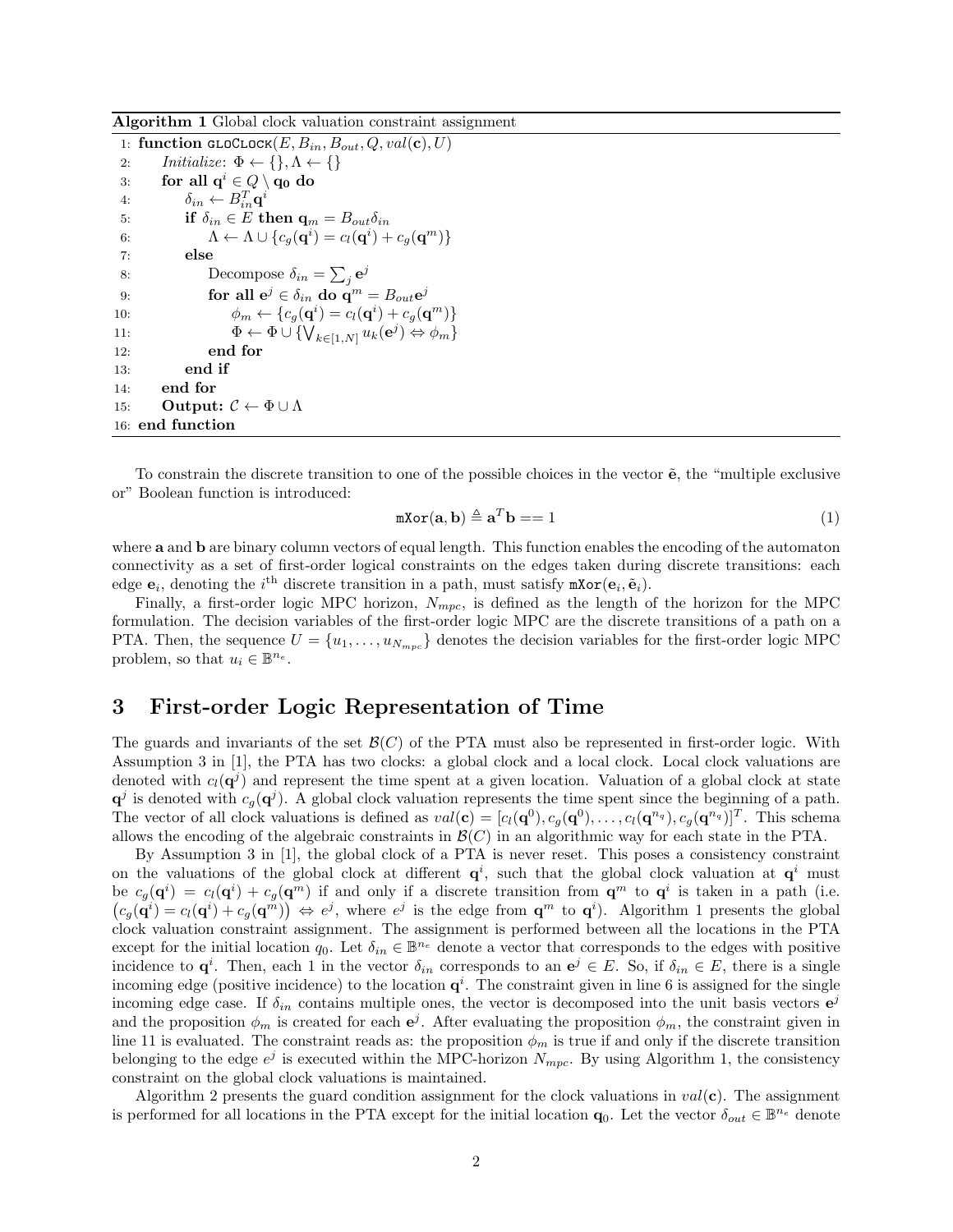**Algorithm 1** Global clock valuation constraint assignment

```
1:  function GLOClock(E, B_in, B_out, Q, val(c), U)
2:      Initialize: Φ ← {}, Λ ← {}
3:      for all q^i ∈ Q \ q_0 do
4:          δ_in ← B_in^T q^i
5:          if δ_in ∈ E then q_m = B_out δ_in
6:              Λ ← Λ ∪ {c_g(q^i) = c_l(q^i) + c_g(q^m)}
7:          else
8:              Decompose δ_in = Σ_j e^j
9:              for all e^j ∈ δ_in do q^m = B_out e^j
10:                 φ_m ← {c_g(q^i) = c_l(q^i) + c_g(q^m)}
11:                 Φ ← Φ ∪ {⋁_{k∈[1,N]} u_k(e^j) ⇔ φ_m}
12:             end for
13:         end if
14:     end for
15:     Output: C ← Φ ∪ Λ
16: end function
```

To constrain the discrete transition to one of the possible choices in the vector $\tilde{\mathbf{e}}$, the "multiple exclusive or" Boolean function is introduced:

$$\texttt{mXor}(\mathbf{a}, \mathbf{b}) \triangleq \mathbf{a}^T \mathbf{b} == 1 \tag{1}$$

where $\mathbf{a}$ and $\mathbf{b}$ are binary column vectors of equal length. This function enables the encoding of the automaton connectivity as a set of first-order logical constraints on the edges taken during discrete transitions: each edge $\mathbf{e}_i$, denoting the $i^{\text{th}}$ discrete transition in a path, must satisfy $\texttt{mXor}(\mathbf{e}_i, \tilde{\mathbf{e}}_i)$.

Finally, a first-order logic MPC horizon, $N_{mpc}$, is defined as the length of the horizon for the MPC formulation. The decision variables of the first-order logic MPC are the discrete transitions of a path on a PTA. Then, the sequence $U = \{u_1, \ldots, u_{N_{mpc}}\}$ denotes the decision variables for the first-order logic MPC problem, so that $u_i \in \mathbb{B}^{n_e}$.

## 3 First-order Logic Representation of Time

The guards and invariants of the set $\mathcal{B}(C)$ of the PTA must also be represented in first-order logic. With Assumption 3 in [1], the PTA has two clocks: a global clock and a local clock. Local clock valuations are denoted with $c_l(\mathbf{q}^j)$ and represent the time spent at a given location. Valuation of a global clock at state $\mathbf{q}^j$ is denoted with $c_g(\mathbf{q}^j)$. A global clock valuation represents the time spent since the beginning of a path. The vector of all clock valuations is defined as $val(\mathbf{c}) = [c_l(\mathbf{q}^0), c_g(\mathbf{q}^0), \ldots, c_l(\mathbf{q}^{n_q}), c_g(\mathbf{q}^{n_q})]^T$. This schema allows the encoding of the algebraic constraints in $\mathcal{B}(C)$ in an algorithmic way for each state in the PTA.

By Assumption 3 in [1], the global clock of a PTA is never reset. This poses a consistency constraint on the valuations of the global clock at different $\mathbf{q}^i$, such that the global clock valuation at $\mathbf{q}^i$ must be $c_g(\mathbf{q}^i) = c_l(\mathbf{q}^i) + c_g(\mathbf{q}^m)$ if and only if a discrete transition from $\mathbf{q}^m$ to $\mathbf{q}^i$ is taken in a path (i.e. $\left(c_g(\mathbf{q}^i) = c_l(\mathbf{q}^i) + c_g(\mathbf{q}^m)\right) \Leftrightarrow e^j$, where $e^j$ is the edge from $\mathbf{q}^m$ to $\mathbf{q}^i$). Algorithm 1 presents the global clock valuation constraint assignment. The assignment is performed between all the locations in the PTA except for the initial location $q_0$. Let $\delta_{in} \in \mathbb{B}^{n_e}$ denote a vector that corresponds to the edges with positive incidence to $\mathbf{q}^i$. Then, each 1 in the vector $\delta_{in}$ corresponds to an $\mathbf{e}^j \in E$. So, if $\delta_{in} \in E$, there is a single incoming edge (positive incidence) to the location $\mathbf{q}^i$. The constraint given in line 6 is assigned for the single incoming edge case. If $\delta_{in}$ contains multiple ones, the vector is decomposed into the unit basis vectors $\mathbf{e}^j$ and the proposition $\phi_m$ is created for each $\mathbf{e}^j$. After evaluating the proposition $\phi_m$, the constraint given in line 11 is evaluated. The constraint reads as: the proposition $\phi_m$ is true if and only if the discrete transition belonging to the edge $e^j$ is executed within the MPC-horizon $N_{mpc}$. By using Algorithm 1, the consistency constraint on the global clock valuations is maintained.

Algorithm 2 presents the guard condition assignment for the clock valuations in $val(\mathbf{c})$. The assignment is performed for all locations in the PTA except for the initial location $\mathbf{q}_0$. Let the vector $\delta_{out} \in \mathbb{B}^{n_e}$ denote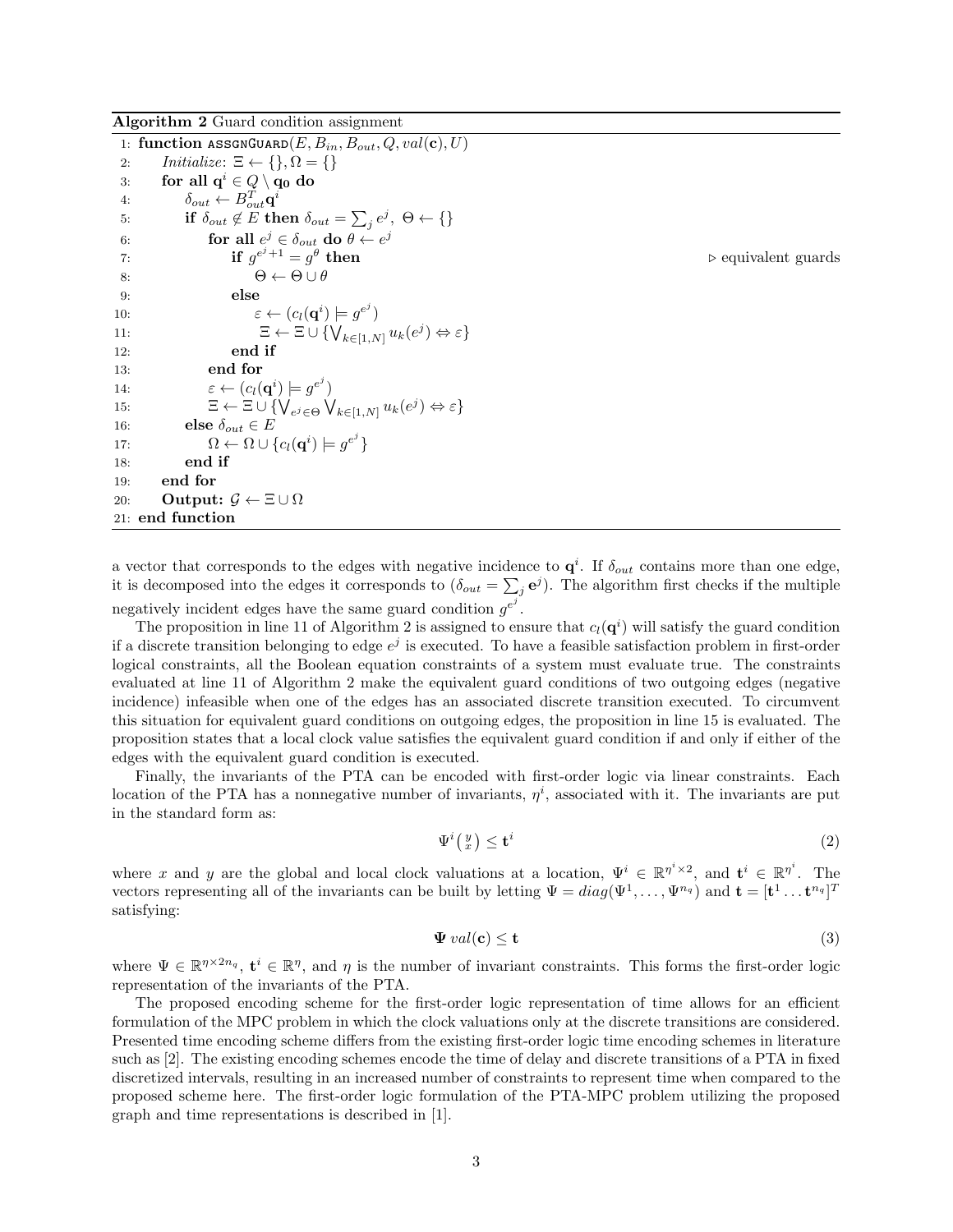**Algorithm 2** Guard condition assignment

```
 1: function ASSGNGUARD(E, B_in, B_out, Q, val(c), U)
 2:     Initialize: Ξ ← {}, Ω = {}
 3:     for all q^i ∈ Q \ q_0 do
 4:         δ_out ← B_out^T q^i
 5:         if δ_out ∉ E then δ_out = Σ_j e^j,  Θ ← {}
 6:             for all e^j ∈ δ_out do θ ← e^j
 7:                 if g^{e^j+1} = g^θ then                              ▷ equivalent guards
 8:                     Θ ← Θ ∪ θ
 9:                 else
10:                     ε ← (c_l(q^i) ⊨ g^{e^j})
11:                     Ξ ← Ξ ∪ {⋁_{k∈[1,N]} u_k(e^j) ⇔ ε}
12:                 end if
13:             end for
14:             ε ← (c_l(q^i) ⊨ g^{e^j})
15:             Ξ ← Ξ ∪ {⋁_{e^j∈Θ} ⋁_{k∈[1,N]} u_k(e^j) ⇔ ε}
16:         else δ_out ∈ E
17:             Ω ← Ω ∪ {c_l(q^i) ⊨ g^{e^j}}
18:         end if
19:     end for
20:     Output: G ← Ξ ∪ Ω
21: end function
```

a vector that corresponds to the edges with negative incidence to $\mathbf{q}^i$. If $\delta_{out}$ contains more than one edge, it is decomposed into the edges it corresponds to ($\delta_{out} = \sum_j \mathbf{e}^j$). The algorithm first checks if the multiple negatively incident edges have the same guard condition $g^{e^j}$.

The proposition in line 11 of Algorithm 2 is assigned to ensure that $c_l(\mathbf{q}^i)$ will satisfy the guard condition if a discrete transition belonging to edge $e^j$ is executed. To have a feasible satisfaction problem in first-order logical constraints, all the Boolean equation constraints of a system must evaluate true. The constraints evaluated at line 11 of Algorithm 2 make the equivalent guard conditions of two outgoing edges (negative incidence) infeasible when one of the edges has an associated discrete transition executed. To circumvent this situation for equivalent guard conditions on outgoing edges, the proposition in line 15 is evaluated. The proposition states that a local clock value satisfies the equivalent guard condition if and only if either of the edges with the equivalent guard condition is executed.

Finally, the invariants of the PTA can be encoded with first-order logic via linear constraints. Each location of the PTA has a nonnegative number of invariants, $\eta^i$, associated with it. The invariants are put in the standard form as:

$$\Psi^i \binom{y}{x} \leq \mathbf{t}^i \tag{2}$$

where $x$ and $y$ are the global and local clock valuations at a location, $\Psi^i \in \mathbb{R}^{\eta^i \times 2}$, and $\mathbf{t}^i \in \mathbb{R}^{\eta^i}$. The vectors representing all of the invariants can be built by letting $\Psi = diag(\Psi^1, \ldots, \Psi^{n_q})$ and $\mathbf{t} = [\mathbf{t}^1 \ldots \mathbf{t}^{n_q}]^T$ satisfying:

$$\mathbf{\Psi}\, val(\mathbf{c}) \leq \mathbf{t} \tag{3}$$

where $\Psi \in \mathbb{R}^{\eta \times 2n_q}$, $\mathbf{t}^i \in \mathbb{R}^{\eta}$, and $\eta$ is the number of invariant constraints. This forms the first-order logic representation of the invariants of the PTA.

The proposed encoding scheme for the first-order logic representation of time allows for an efficient formulation of the MPC problem in which the clock valuations only at the discrete transitions are considered. Presented time encoding scheme differs from the existing first-order logic time encoding schemes in literature such as [2]. The existing encoding schemes encode the time of delay and discrete transitions of a PTA in fixed discretized intervals, resulting in an increased number of constraints to represent time when compared to the proposed scheme here. The first-order logic formulation of the PTA-MPC problem utilizing the proposed graph and time representations is described in [1].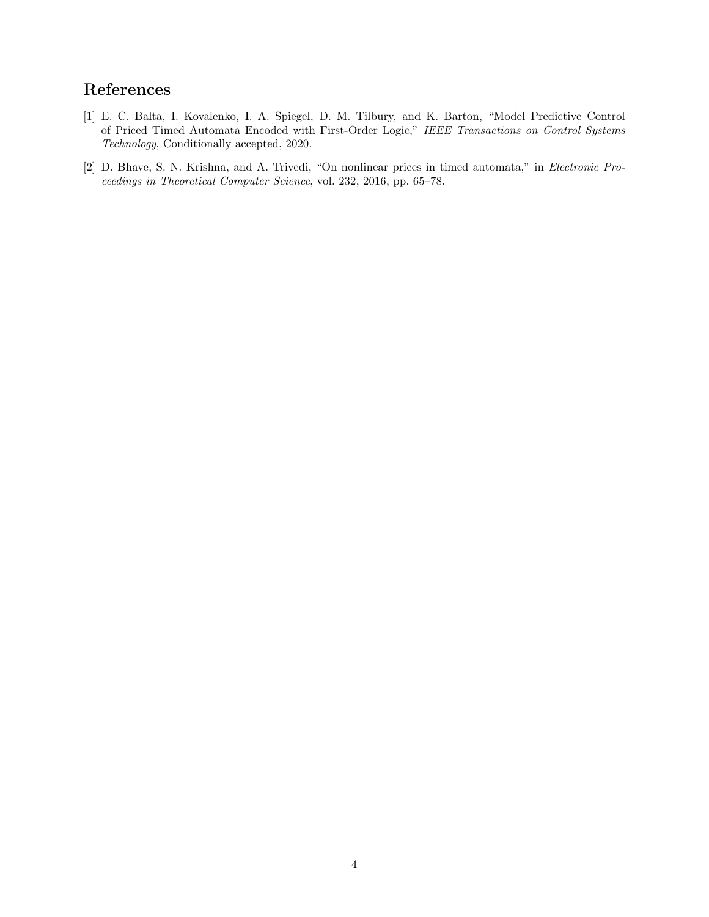## References

[1] E. C. Balta, I. Kovalenko, I. A. Spiegel, D. M. Tilbury, and K. Barton, "Model Predictive Control of Priced Timed Automata Encoded with First-Order Logic," *IEEE Transactions on Control Systems Technology*, Conditionally accepted, 2020.

[2] D. Bhave, S. N. Krishna, and A. Trivedi, "On nonlinear prices in timed automata," in *Electronic Proceedings in Theoretical Computer Science*, vol. 232, 2016, pp. 65–78.